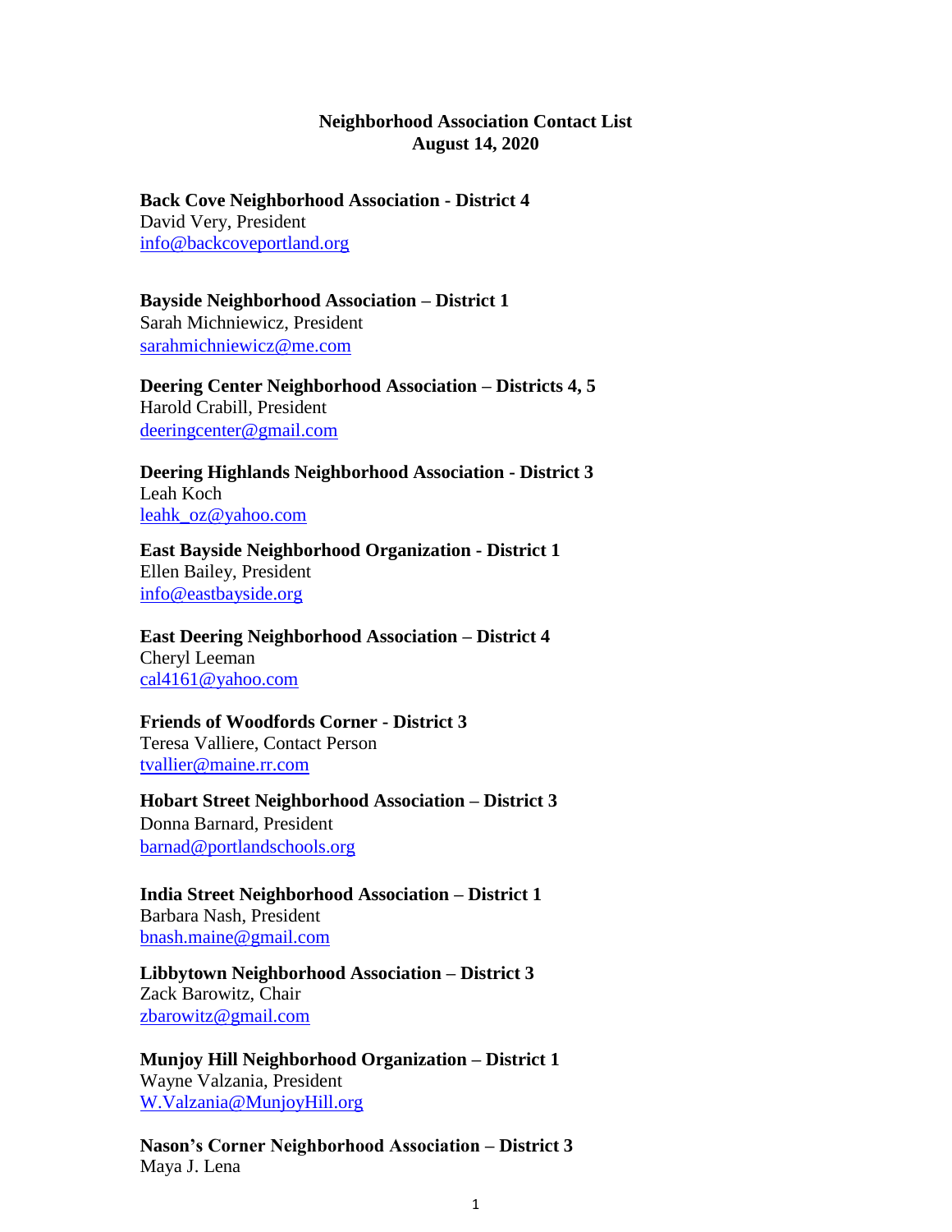# Neighborhood Association Contact List
## August 14, 2020

**Back Cove Neighborhood Association - District 4**
David Very, President
info@backcoveportland.org

**Bayside Neighborhood Association – District 1**
Sarah Michniewicz, President
sarahmichniewicz@me.com

**Deering Center Neighborhood Association – Districts 4, 5**
Harold Crabill, President
deeringcenter@gmail.com

**Deering Highlands Neighborhood Association - District 3**
Leah Koch
leahk_oz@yahoo.com

**East Bayside Neighborhood Organization - District 1**
Ellen Bailey, President
info@eastbayside.org

**East Deering Neighborhood Association – District 4**
Cheryl Leeman
cal4161@yahoo.com

**Friends of Woodfords Corner - District 3**
Teresa Valliere, Contact Person
tvallier@maine.rr.com

**Hobart Street Neighborhood Association – District 3**
Donna Barnard, President
barnad@portlandschools.org

**India Street Neighborhood Association – District 1**
Barbara Nash, President
bnash.maine@gmail.com

**Libbytown Neighborhood Association – District 3**
Zack Barowitz, Chair
zbarowitz@gmail.com

**Munjoy Hill Neighborhood Organization – District 1**
Wayne Valzania, President
W.Valzania@MunjoyHill.org

**Nason's Corner Neighborhood Association – District 3**
Maya J. Lena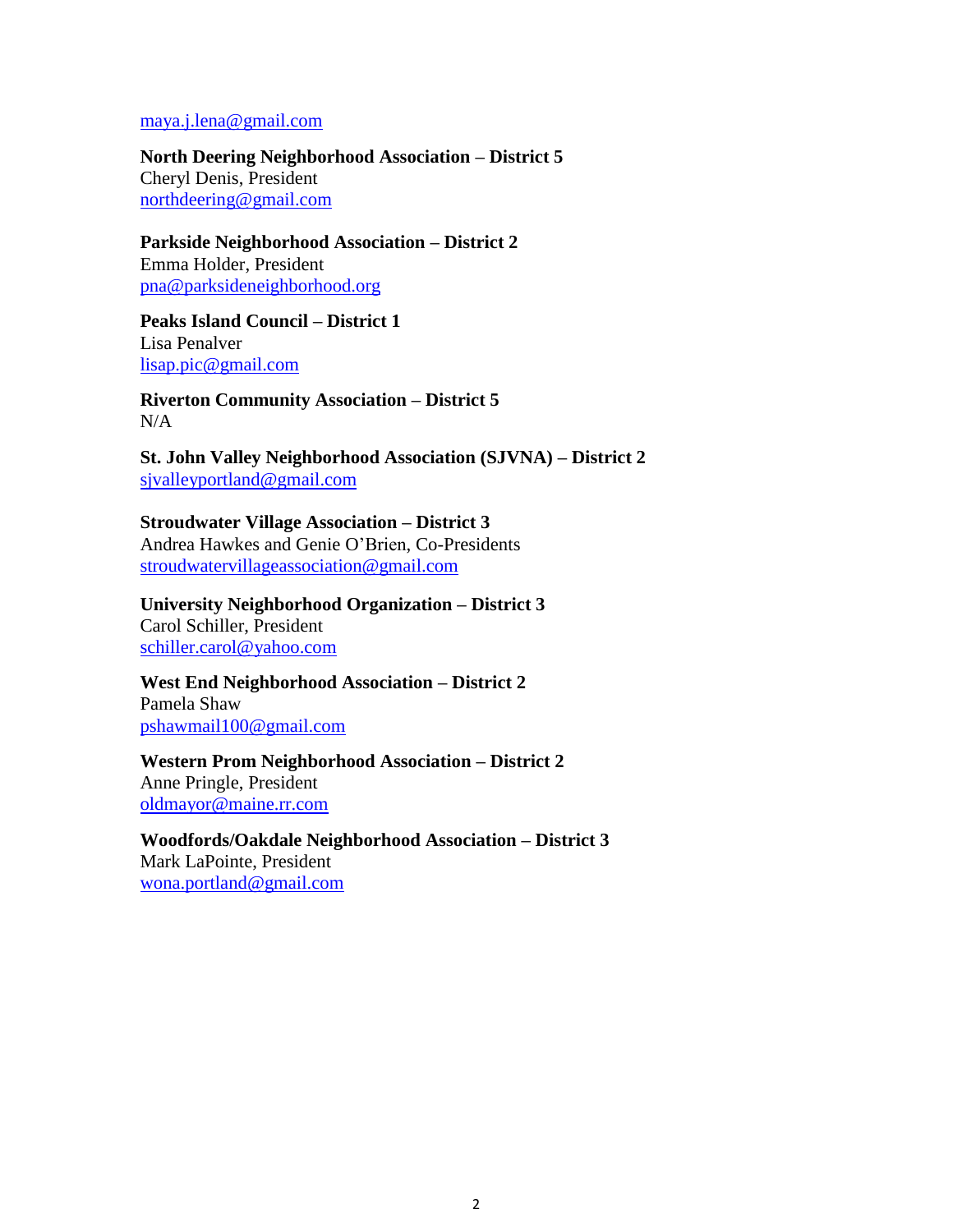maya.j.lena@gmail.com

**North Deering Neighborhood Association – District 5**
Cheryl Denis, President
northdeering@gmail.com

**Parkside Neighborhood Association – District 2**
Emma Holder, President
pna@parksideneighborhood.org

**Peaks Island Council – District 1**
Lisa Penalver
lisap.pic@gmail.com

**Riverton Community Association – District 5**
N/A

**St. John Valley Neighborhood Association (SJVNA) – District 2**
sjvalleyportland@gmail.com

**Stroudwater Village Association – District 3**
Andrea Hawkes and Genie O'Brien, Co-Presidents
stroudwatervillageassociation@gmail.com

**University Neighborhood Organization – District 3**
Carol Schiller, President
schiller.carol@yahoo.com

**West End Neighborhood Association – District 2**
Pamela Shaw
pshawmail100@gmail.com

**Western Prom Neighborhood Association – District 2**
Anne Pringle, President
oldmayor@maine.rr.com

**Woodfords/Oakdale Neighborhood Association – District 3**
Mark LaPointe, President
wona.portland@gmail.com